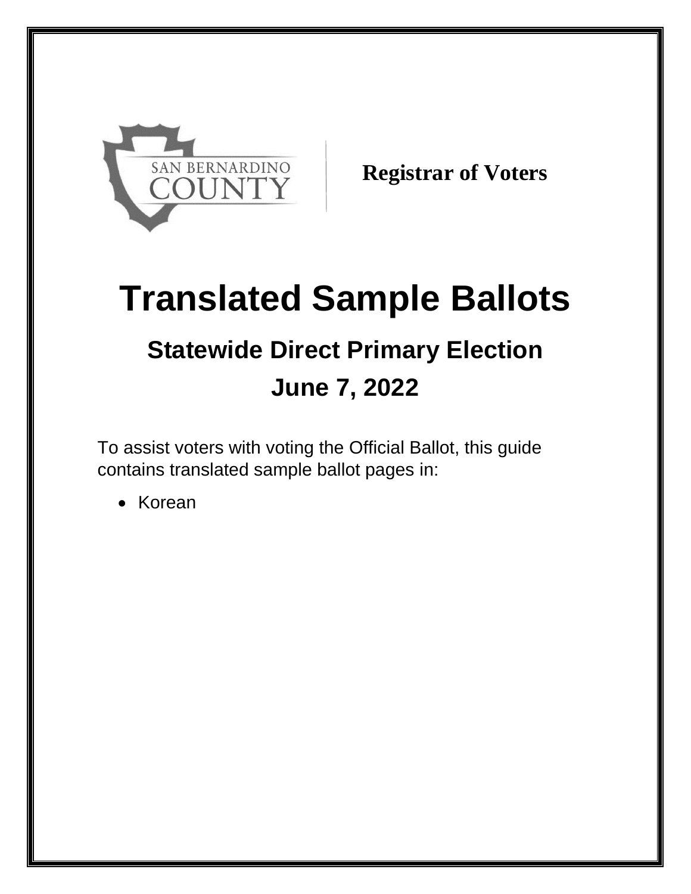SAN BERNARDINO COUNTY

**Registrar of Voters**

# Translated Sample Ballots

## Statewide Direct Primary Election

## June 7, 2022

To assist voters with voting the Official Ballot, this guide contains translated sample ballot pages in:

- Korean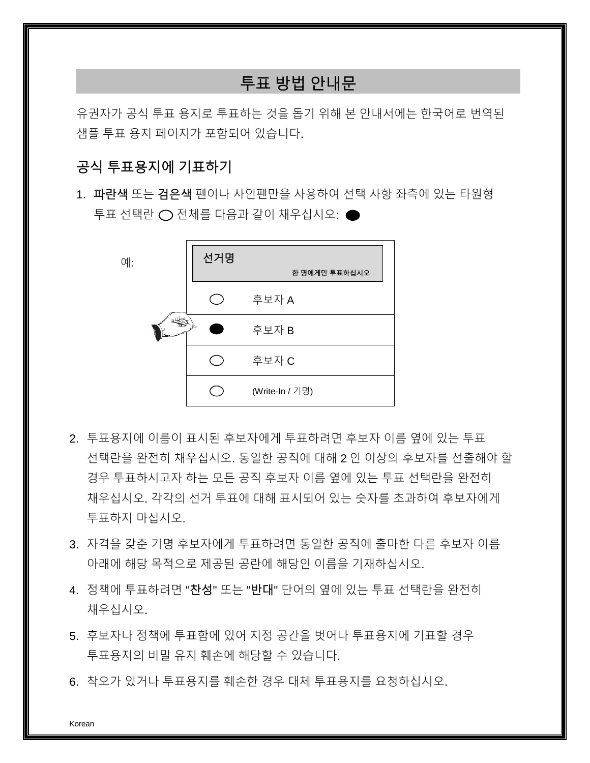# 투표 방법 안내문

유권자가 공식 투표 용지로 투표하는 것을 돕기 위해 본 안내서에는 한국어로 번역된 샘플 투표 용지 페이지가 포함되어 있습니다.

## 공식 투표용지에 기표하기

1. **파란색** 또는 **검은색** 펜이나 사인펜만을 사용하여 선택 사항 좌측에 있는 타원형 투표 선택란 ◯ 전체를 다음과 같이 채우십시오: ⬤

예:

| 선거명<br>한 명에게만 투표하십시오 | |
|---|---|
| ◯ | 후보자 A |
| ⬤ | 후보자 B |
| ◯ | 후보자 C |
| ◯ | (Write-In / 기명) |

2. 투표용지에 이름이 표시된 후보자에게 투표하려면 후보자 이름 옆에 있는 투표 선택란을 완전히 채우십시오. 동일한 공직에 대해 2 인 이상의 후보자를 선출해야 할 경우 투표하시고자 하는 모든 공직 후보자 이름 옆에 있는 투표 선택란을 완전히 채우십시오. 각각의 선거 투표에 대해 표시되어 있는 숫자를 초과하여 후보자에게 투표하지 마십시오.
3. 자격을 갖춘 기명 후보자에게 투표하려면 동일한 공직에 출마한 다른 후보자 이름 아래에 해당 목적으로 제공된 공란에 해당인 이름을 기재하십시오.
4. 정책에 투표하려면 "**찬성**" 또는 "**반대**" 단어의 옆에 있는 투표 선택란을 완전히 채우십시오.
5. 후보자나 정책에 투표함에 있어 지정 공간을 벗어나 투표용지에 기표할 경우 투표용지의 비밀 유지 훼손에 해당할 수 있습니다.
6. 착오가 있거나 투표용지를 훼손한 경우 대체 투표용지를 요청하십시오.

Korean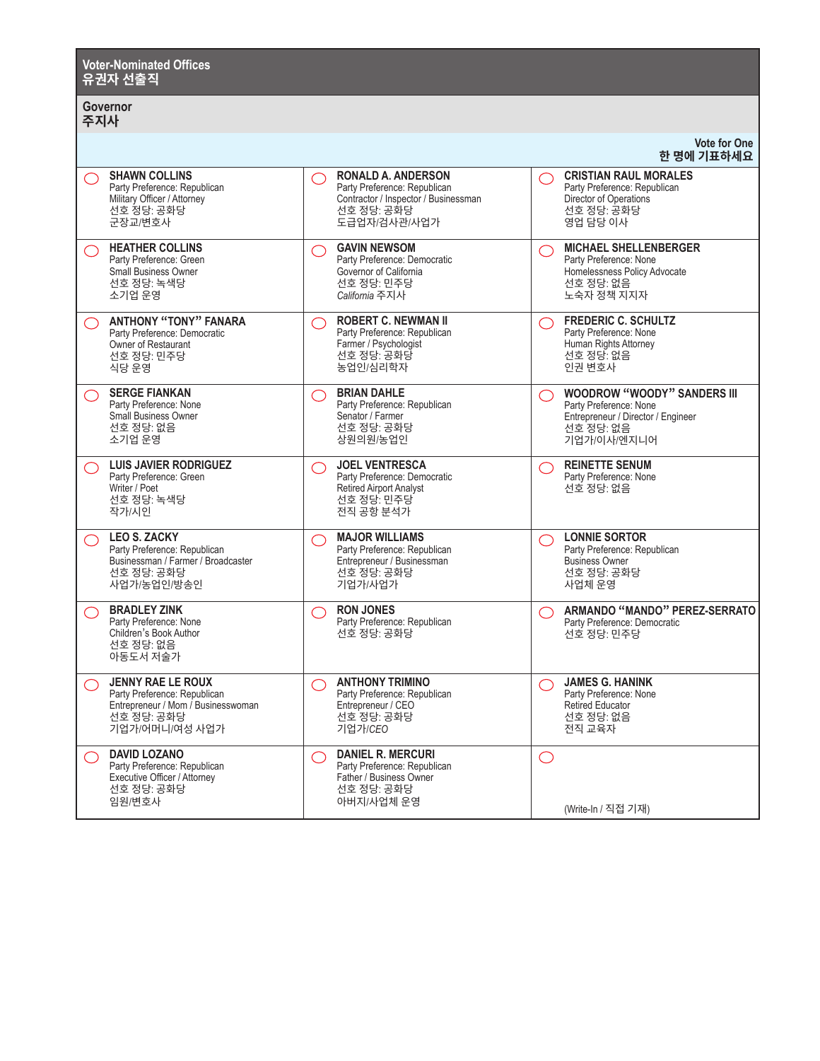## Voter-Nominated Offices
## 유권자 선출직

### Governor
### 주지사

Vote for One
한 명에 기표하세요

| | | |
|---|---|---|
| ◯ **SHAWN COLLINS**<br>Party Preference: Republican<br>Military Officer / Attorney<br>선호 정당: 공화당<br>군장교/변호사 | ◯ **RONALD A. ANDERSON**<br>Party Preference: Republican<br>Contractor / Inspector / Businessman<br>선호 정당: 공화당<br>도급업자/검사관/사업가 | ◯ **CRISTIAN RAUL MORALES**<br>Party Preference: Republican<br>Director of Operations<br>선호 정당: 공화당<br>영업 담당 이사 |
| ◯ **HEATHER COLLINS**<br>Party Preference: Green<br>Small Business Owner<br>선호 정당: 녹색당<br>소기업 운영 | ◯ **GAVIN NEWSOM**<br>Party Preference: Democratic<br>Governor of California<br>선호 정당: 민주당<br>*California* 주지사 | ◯ **MICHAEL SHELLENBERGER**<br>Party Preference: None<br>Homelessness Policy Advocate<br>선호 정당: 없음<br>노숙자 정책 지지자 |
| ◯ **ANTHONY "TONY" FANARA**<br>Party Preference: Democratic<br>Owner of Restaurant<br>선호 정당: 민주당<br>식당 운영 | ◯ **ROBERT C. NEWMAN II**<br>Party Preference: Republican<br>Farmer / Psychologist<br>선호 정당: 공화당<br>농업인/심리학자 | ◯ **FREDERIC C. SCHULTZ**<br>Party Preference: None<br>Human Rights Attorney<br>선호 정당: 없음<br>인권 변호사 |
| ◯ **SERGE FIANKAN**<br>Party Preference: None<br>Small Business Owner<br>선호 정당: 없음<br>소기업 운영 | ◯ **BRIAN DAHLE**<br>Party Preference: Republican<br>Senator / Farmer<br>선호 정당: 공화당<br>상원의원/농업인 | ◯ **WOODROW "WOODY" SANDERS III**<br>Party Preference: None<br>Entrepreneur / Director / Engineer<br>선호 정당: 없음<br>기업가/이사/엔지니어 |
| ◯ **LUIS JAVIER RODRIGUEZ**<br>Party Preference: Green<br>Writer / Poet<br>선호 정당: 녹색당<br>작가/시인 | ◯ **JOEL VENTRESCA**<br>Party Preference: Democratic<br>Retired Airport Analyst<br>선호 정당: 민주당<br>전직 공항 분석가 | ◯ **REINETTE SENUM**<br>Party Preference: None<br>선호 정당: 없음 |
| ◯ **LEO S. ZACKY**<br>Party Preference: Republican<br>Businessman / Farmer / Broadcaster<br>선호 정당: 공화당<br>사업가/농업인/방송인 | ◯ **MAJOR WILLIAMS**<br>Party Preference: Republican<br>Entrepreneur / Businessman<br>선호 정당: 공화당<br>기업가/사업가 | ◯ **LONNIE SORTOR**<br>Party Preference: Republican<br>Business Owner<br>선호 정당: 공화당<br>사업체 운영 |
| ◯ **BRADLEY ZINK**<br>Party Preference: None<br>Children's Book Author<br>선호 정당: 없음<br>아동도서 저술가 | ◯ **RON JONES**<br>Party Preference: Republican<br>선호 정당: 공화당 | ◯ **ARMANDO "MANDO" PEREZ-SERRATO**<br>Party Preference: Democratic<br>선호 정당: 민주당 |
| ◯ **JENNY RAE LE ROUX**<br>Party Preference: Republican<br>Entrepreneur / Mom / Businesswoman<br>선호 정당: 공화당<br>기업가/어머니/여성 사업가 | ◯ **ANTHONY TRIMINO**<br>Party Preference: Republican<br>Entrepreneur / CEO<br>선호 정당: 공화당<br>기업가/*CEO* | ◯ **JAMES G. HANINK**<br>Party Preference: None<br>Retired Educator<br>선호 정당: 없음<br>전직 교육자 |
| ◯ **DAVID LOZANO**<br>Party Preference: Republican<br>Executive Officer / Attorney<br>선호 정당: 공화당<br>임원/변호사 | ◯ **DANIEL R. MERCURI**<br>Party Preference: Republican<br>Father / Business Owner<br>선호 정당: 공화당<br>아버지/사업체 운영 | ◯ (Write-In / 직접 기재) |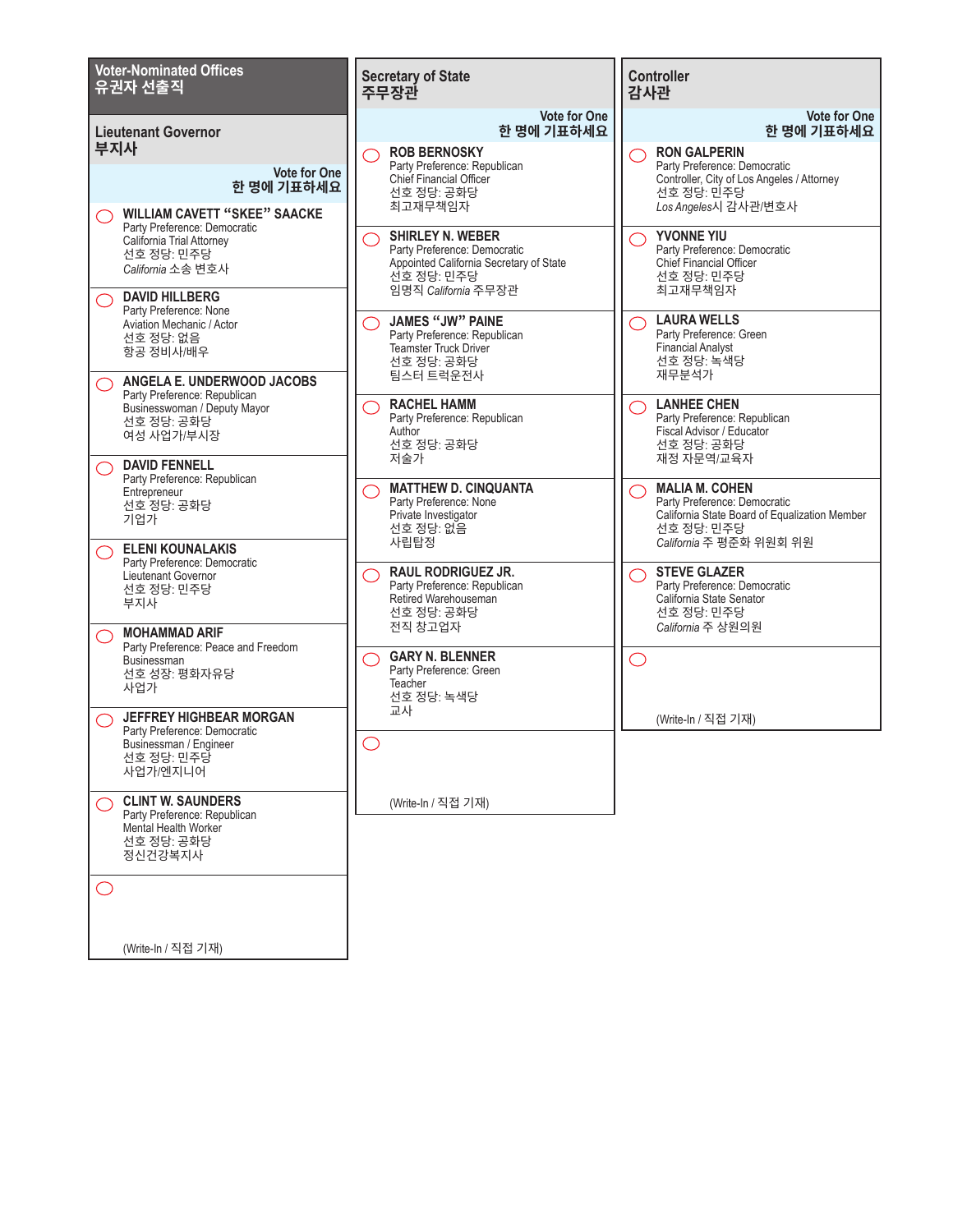## Voter-Nominated Offices
## 유권자 선출직

### Lieutenant Governor
### 부지사

Vote for One
한 명에 기표하세요

- ◯ **WILLIAM CAVETT "SKEE" SAACKE**
  Party Preference: Democratic
  California Trial Attorney
  선호 정당: 민주당
  *California* 소송 변호사

- ◯ **DAVID HILLBERG**
  Party Preference: None
  Aviation Mechanic / Actor
  선호 정당: 없음
  항공 정비사/배우

- ◯ **ANGELA E. UNDERWOOD JACOBS**
  Party Preference: Republican
  Businesswoman / Deputy Mayor
  선호 정당: 공화당
  여성 사업가/부시장

- ◯ **DAVID FENNELL**
  Party Preference: Republican
  Entrepreneur
  선호 정당: 공화당
  기업가

- ◯ **ELENI KOUNALAKIS**
  Party Preference: Democratic
  Lieutenant Governor
  선호 정당: 민주당
  부지사

- ◯ **MOHAMMAD ARIF**
  Party Preference: Peace and Freedom
  Businessman
  선호 성장: 평화자유당
  사업가

- ◯ **JEFFREY HIGHBEAR MORGAN**
  Party Preference: Democratic
  Businessman / Engineer
  선호 정당: 민주당
  사업가/엔지니어

- ◯ **CLINT W. SAUNDERS**
  Party Preference: Republican
  Mental Health Worker
  선호 정당: 공화당
  정신건강복지사

- ◯ (Write-In / 직접 기재)

### Secretary of State
### 주무장관

Vote for One
한 명에 기표하세요

- ◯ **ROB BERNOSKY**
  Party Preference: Republican
  Chief Financial Officer
  선호 정당: 공화당
  최고재무책임자

- ◯ **SHIRLEY N. WEBER**
  Party Preference: Democratic
  Appointed California Secretary of State
  선호 정당: 민주당
  임명직 *California* 주무장관

- ◯ **JAMES "JW" PAINE**
  Party Preference: Republican
  Teamster Truck Driver
  선호 정당: 공화당
  팀스터 트럭운전사

- ◯ **RACHEL HAMM**
  Party Preference: Republican
  Author
  선호 정당: 공화당
  저술가

- ◯ **MATTHEW D. CINQUANTA**
  Party Preference: None
  Private Investigator
  선호 정당: 없음
  사립탐정

- ◯ **RAUL RODRIGUEZ JR.**
  Party Preference: Republican
  Retired Warehouseman
  선호 정당: 공화당
  전직 창고업자

- ◯ **GARY N. BLENNER**
  Party Preference: Green
  Teacher
  선호 정당: 녹색당
  교사

- ◯ (Write-In / 직접 기재)

### Controller
### 감사관

Vote for One
한 명에 기표하세요

- ◯ **RON GALPERIN**
  Party Preference: Democratic
  Controller, City of Los Angeles / Attorney
  선호 정당: 민주당
  *Los Angeles*시 감사관/변호사

- ◯ **YVONNE YIU**
  Party Preference: Democratic
  Chief Financial Officer
  선호 정당: 민주당
  최고재무책임자

- ◯ **LAURA WELLS**
  Party Preference: Green
  Financial Analyst
  선호 정당: 녹색당
  재무분석가

- ◯ **LANHEE CHEN**
  Party Preference: Republican
  Fiscal Advisor / Educator
  선호 정당: 공화당
  재정 자문역/교육자

- ◯ **MALIA M. COHEN**
  Party Preference: Democratic
  California State Board of Equalization Member
  선호 정당: 민주당
  *California* 주 평준화 위원회 위원

- ◯ **STEVE GLAZER**
  Party Preference: Democratic
  California State Senator
  선호 정당: 민주당
  *California* 주 상원의원

- ◯ (Write-In / 직접 기재)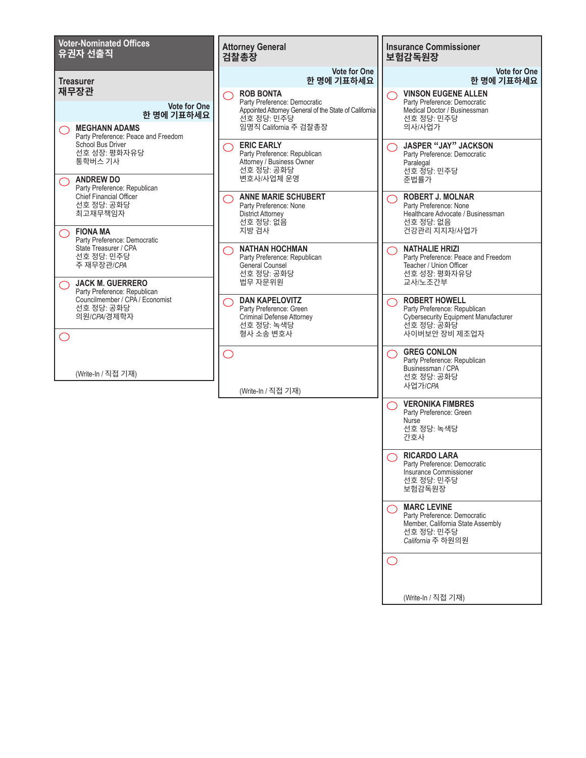## Voter-Nominated Offices
## 유권자 선출직

### Treasurer
### 재무장관

Vote for One
한 명에 기표하세요

◯ **MEGHANN ADAMS**
Party Preference: Peace and Freedom
School Bus Driver
선호 성장: 평화자유당
통학버스 기사

◯ **ANDREW DO**
Party Preference: Republican
Chief Financial Officer
선호 정당: 공화당
최고재무책임자

◯ **FIONA MA**
Party Preference: Democratic
State Treasurer / CPA
선호 정당: 민주당
주 재무장관/*CPA*

◯ **JACK M. GUERRERO**
Party Preference: Republican
Councilmember / CPA / Economist
선호 정당: 공화당
의원/*CPA*/경제학자

◯
(Write-In / 직접 기재)

### Attorney General
### 검찰총장

Vote for One
한 명에 기표하세요

◯ **ROB BONTA**
Party Preference: Democratic
Appointed Attorney General of the State of California
선호 정당: 민주당
임명직 California 주 검찰총장

◯ **ERIC EARLY**
Party Preference: Republican
Attorney / Business Owner
선호 정당: 공화당
변호사/사업체 운영

◯ **ANNE MARIE SCHUBERT**
Party Preference: None
District Attorney
선호 정당: 없음
지방 검사

◯ **NATHAN HOCHMAN**
Party Preference: Republican
General Counsel
선호 정당: 공화당
법무 자문위원

◯ **DAN KAPELOVITZ**
Party Preference: Green
Criminal Defense Attorney
선호 정당: 녹색당
형사 소송 변호사

◯
(Write-In / 직접 기재)

### Insurance Commissioner
### 보험감독원장

Vote for One
한 명에 기표하세요

◯ **VINSON EUGENE ALLEN**
Party Preference: Democratic
Medical Doctor / Businessman
선호 정당: 민주당
의사/사업가

◯ **JASPER “JAY” JACKSON**
Party Preference: Democratic
Paralegal
선호 정당: 민주당
준법률가

◯ **ROBERT J. MOLNAR**
Party Preference: None
Healthcare Advocate / Businessman
선호 정당: 없음
건강관리 지지자/사업가

◯ **NATHALIE HRIZI**
Party Preference: Peace and Freedom
Teacher / Union Officer
선호 성장: 평화자유당
교사/노조간부

◯ **ROBERT HOWELL**
Party Preference: Republican
Cybersecurity Equipment Manufacturer
선호 정당: 공화당
사이버보안 장비 제조업자

◯ **GREG CONLON**
Party Preference: Republican
Businessman / CPA
선호 정당: 공화당
사업가/*CPA*

◯ **VERONIKA FIMBRES**
Party Preference: Green
Nurse
선호 정당: 녹색당
간호사

◯ **RICARDO LARA**
Party Preference: Democratic
Insurance Commissioner
선호 정당: 민주당
보험감독원장

◯ **MARC LEVINE**
Party Preference: Democratic
Member, California State Assembly
선호 정당: 민주당
*California* 주 하원의원

◯
(Write-In / 직접 기재)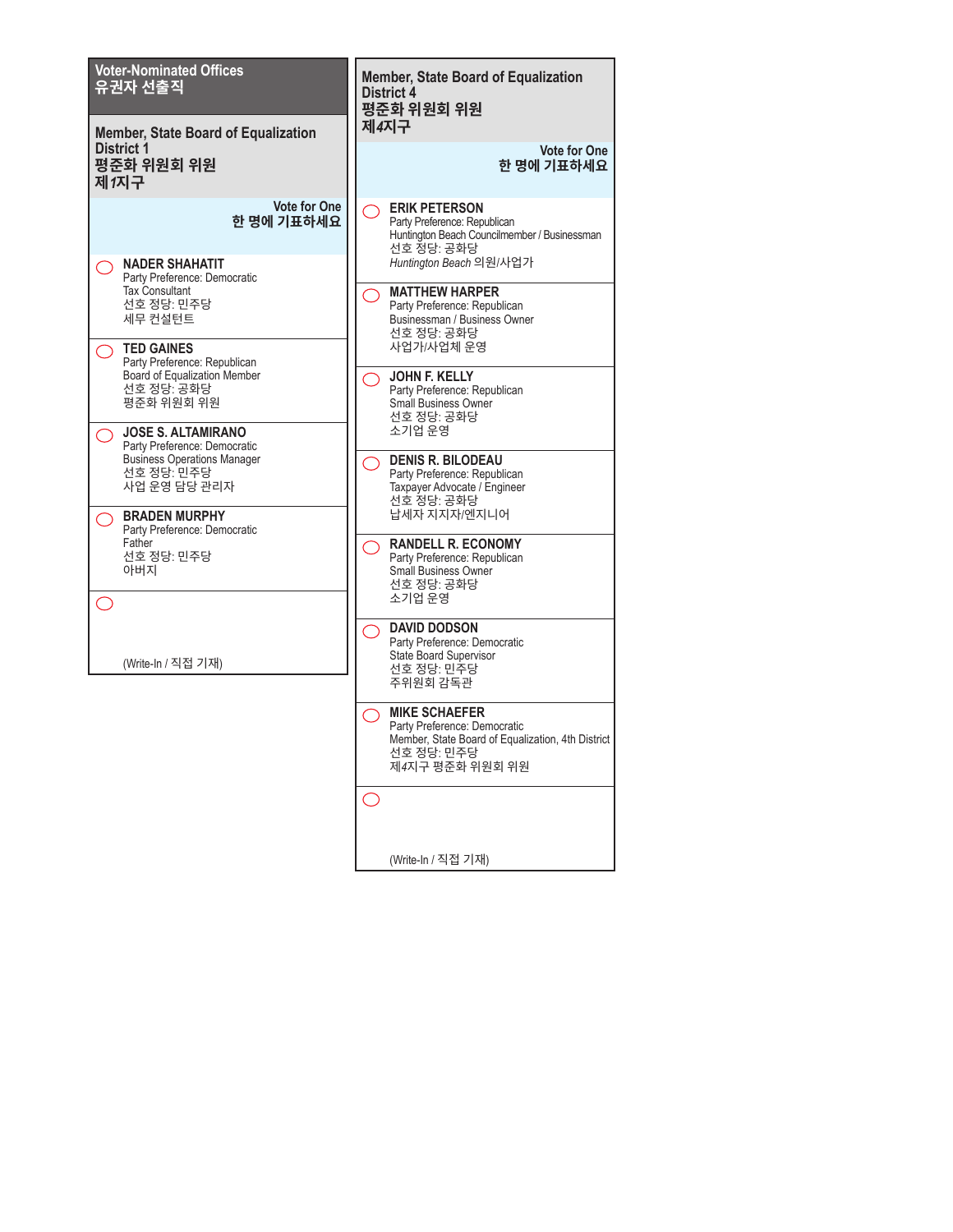## Voter-Nominated Offices
## 유권자 선출직

### Member, State Board of Equalization District 1
### 평준화 위원회 위원 제1지구

Vote for One
한 명에 기표하세요

- ◯ **NADER SHAHATIT**
  Party Preference: Democratic
  Tax Consultant
  선호 정당: 민주당
  세무 컨설턴트

- ◯ **TED GAINES**
  Party Preference: Republican
  Board of Equalization Member
  선호 정당: 공화당
  평준화 위원회 위원

- ◯ **JOSE S. ALTAMIRANO**
  Party Preference: Democratic
  Business Operations Manager
  선호 정당: 민주당
  사업 운영 담당 관리자

- ◯ **BRADEN MURPHY**
  Party Preference: Democratic
  Father
  선호 정당: 민주당
  아버지

- ◯ (Write-In / 직접 기재)

### Member, State Board of Equalization District 4
### 평준화 위원회 위원 제4지구

Vote for One
한 명에 기표하세요

- ◯ **ERIK PETERSON**
  Party Preference: Republican
  Huntington Beach Councilmember / Businessman
  선호 정당: 공화당
  *Huntington Beach* 의원/사업가

- ◯ **MATTHEW HARPER**
  Party Preference: Republican
  Businessman / Business Owner
  선호 정당: 공화당
  사업가/사업체 운영

- ◯ **JOHN F. KELLY**
  Party Preference: Republican
  Small Business Owner
  선호 정당: 공화당
  소기업 운영

- ◯ **DENIS R. BILODEAU**
  Party Preference: Republican
  Taxpayer Advocate / Engineer
  선호 정당: 공화당
  납세자 지지자/엔지니어

- ◯ **RANDELL R. ECONOMY**
  Party Preference: Republican
  Small Business Owner
  선호 정당: 공화당
  소기업 운영

- ◯ **DAVID DODSON**
  Party Preference: Democratic
  State Board Supervisor
  선호 정당: 민주당
  주위원회 감독관

- ◯ **MIKE SCHAEFER**
  Party Preference: Democratic
  Member, State Board of Equalization, 4th District
  선호 정당: 민주당
  제4지구 평준화 위원회 위원

- ◯ (Write-In / 직접 기재)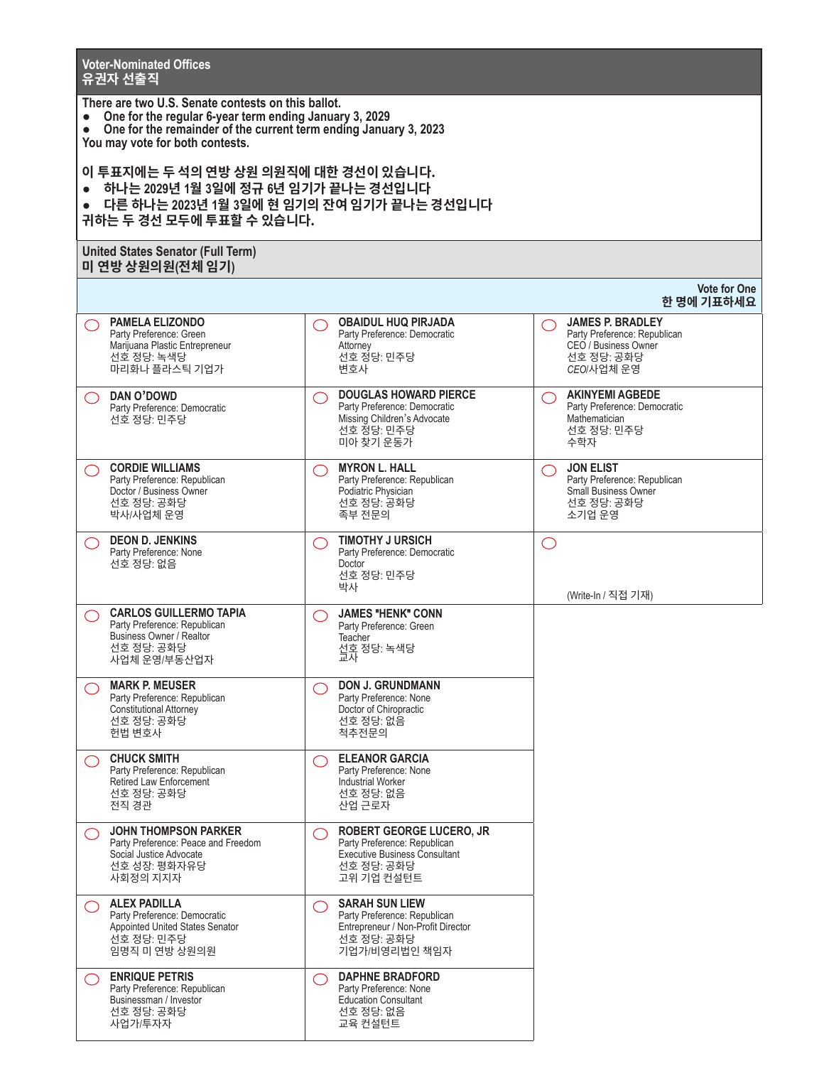## Voter-Nominated Offices
## 유권자 선출직

**There are two U.S. Senate contests on this ballot.**

- **One for the regular 6-year term ending January 3, 2029**
- **One for the remainder of the current term ending January 3, 2023**

**You may vote for both contests.**

**이 투표지에는 두 석의 연방 상원 의원직에 대한 경선이 있습니다.**

- **하나는 2029년 1월 3일에 정규 6년 임기가 끝나는 경선입니다**
- **다른 하나는 2023년 1월 3일에 현 임기의 잔여 임기가 끝나는 경선입니다**

**귀하는 두 경선 모두에 투표할 수 있습니다.**

### United States Senator (Full Term)
### 미 연방 상원의원(전체 임기)

**Vote for One**
**한 명에 기표하세요**

| | | |
|---|---|---|
| ◯ **PAMELA ELIZONDO**<br>Party Preference: Green<br>Marijuana Plastic Entrepreneur<br>선호 정당: 녹색당<br>마리화나 플라스틱 기업가 | ◯ **OBAIDUL HUQ PIRJADA**<br>Party Preference: Democratic<br>Attorney<br>선호 정당: 민주당<br>변호사 | ◯ **JAMES P. BRADLEY**<br>Party Preference: Republican<br>CEO / Business Owner<br>선호 정당: 공화당<br>*CEO*/사업체 운영 |
| ◯ **DAN O'DOWD**<br>Party Preference: Democratic<br>선호 정당: 민주당 | ◯ **DOUGLAS HOWARD PIERCE**<br>Party Preference: Democratic<br>Missing Children's Advocate<br>선호 정당: 민주당<br>미아 찾기 운동가 | ◯ **AKINYEMI AGBEDE**<br>Party Preference: Democratic<br>Mathematician<br>선호 정당: 민주당<br>수학자 |
| ◯ **CORDIE WILLIAMS**<br>Party Preference: Republican<br>Doctor / Business Owner<br>선호 정당: 공화당<br>박사/사업체 운영 | ◯ **MYRON L. HALL**<br>Party Preference: Republican<br>Podiatric Physician<br>선호 정당: 공화당<br>족부 전문의 | ◯ **JON ELIST**<br>Party Preference: Republican<br>Small Business Owner<br>선호 정당: 공화당<br>소기업 운영 |
| ◯ **DEON D. JENKINS**<br>Party Preference: None<br>선호 정당: 없음 | ◯ **TIMOTHY J URSICH**<br>Party Preference: Democratic<br>Doctor<br>선호 정당: 민주당<br>박사 | ◯ (Write-In / 직접 기재) |
| ◯ **CARLOS GUILLERMO TAPIA**<br>Party Preference: Republican<br>Business Owner / Realtor<br>선호 정당: 공화당<br>사업체 운영/부동산업자 | ◯ **JAMES "HENK" CONN**<br>Party Preference: Green<br>Teacher<br>선호 정당: 녹색당<br>교사 | |
| ◯ **MARK P. MEUSER**<br>Party Preference: Republican<br>Constitutional Attorney<br>선호 정당: 공화당<br>헌법 변호사 | ◯ **DON J. GRUNDMANN**<br>Party Preference: None<br>Doctor of Chiropractic<br>선호 정당: 없음<br>척추전문의 | |
| ◯ **CHUCK SMITH**<br>Party Preference: Republican<br>Retired Law Enforcement<br>선호 정당: 공화당<br>전직 경관 | ◯ **ELEANOR GARCIA**<br>Party Preference: None<br>Industrial Worker<br>선호 정당: 없음<br>산업 근로자 | |
| ◯ **JOHN THOMPSON PARKER**<br>Party Preference: Peace and Freedom<br>Social Justice Advocate<br>선호 성장: 평화자유당<br>사회정의 지지자 | ◯ **ROBERT GEORGE LUCERO, JR**<br>Party Preference: Republican<br>Executive Business Consultant<br>선호 정당: 공화당<br>고위 기업 컨설턴트 | |
| ◯ **ALEX PADILLA**<br>Party Preference: Democratic<br>Appointed United States Senator<br>선호 정당: 민주당<br>임명직 미 연방 상원의원 | ◯ **SARAH SUN LIEW**<br>Party Preference: Republican<br>Entrepreneur / Non-Profit Director<br>선호 정당: 공화당<br>기업가/비영리법인 책임자 | |
| ◯ **ENRIQUE PETRIS**<br>Party Preference: Republican<br>Businessman / Investor<br>선호 정당: 공화당<br>사업가/투자자 | ◯ **DAPHNE BRADFORD**<br>Party Preference: None<br>Education Consultant<br>선호 정당: 없음<br>교육 컨설턴트 | |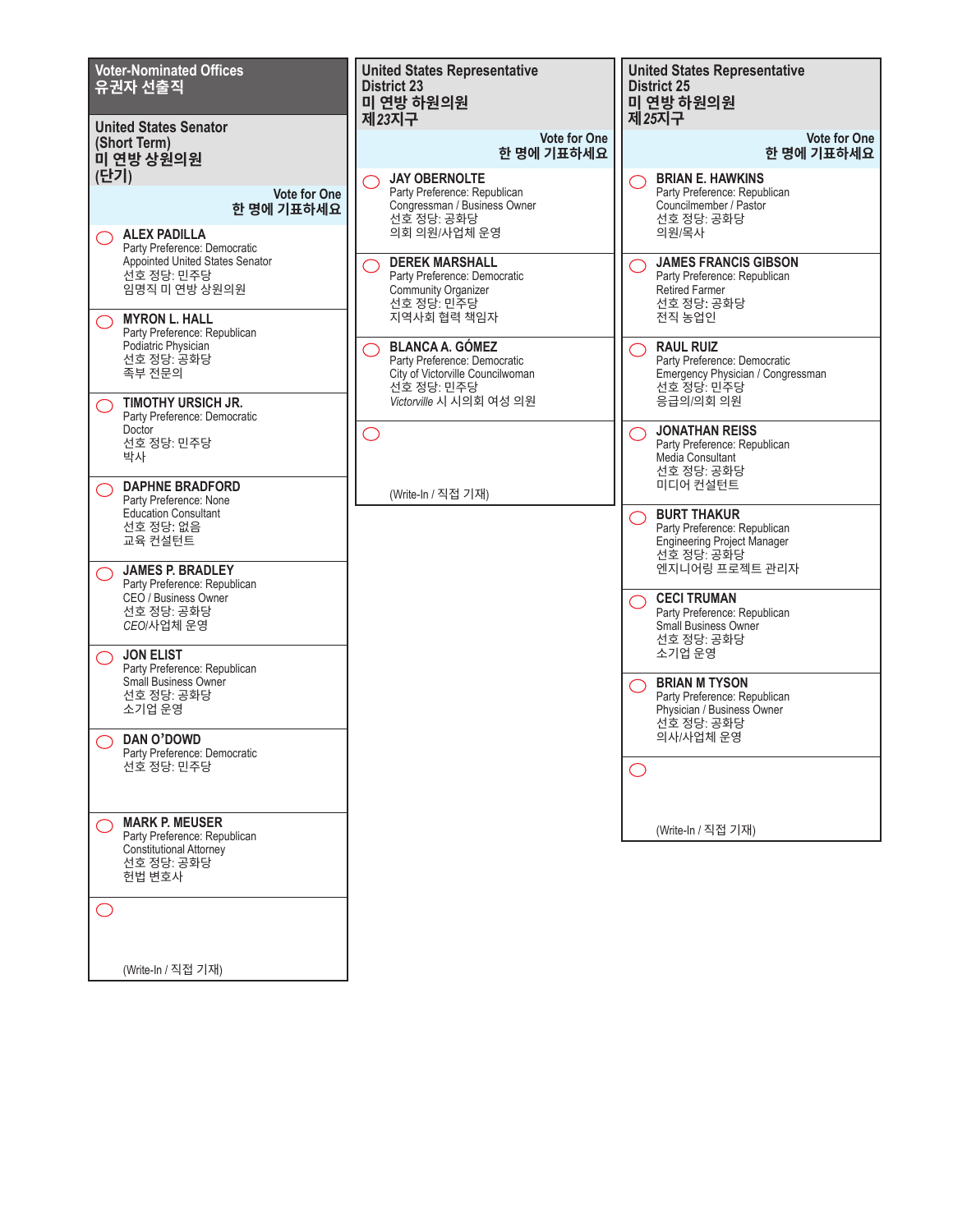## Voter-Nominated Offices
## 유권자 선출직

### United States Senator (Short Term)
### 미 연방 상원의원 (단기)

Vote for One
한 명에 기표하세요

◯ **ALEX PADILLA**
Party Preference: Democratic
Appointed United States Senator
선호 정당: 민주당
임명직 미 연방 상원의원

◯ **MYRON L. HALL**
Party Preference: Republican
Podiatric Physician
선호 정당: 공화당
족부 전문의

◯ **TIMOTHY URSICH JR.**
Party Preference: Democratic
Doctor
선호 정당: 민주당
박사

◯ **DAPHNE BRADFORD**
Party Preference: None
Education Consultant
선호 정당: 없음
교육 컨설턴트

◯ **JAMES P. BRADLEY**
Party Preference: Republican
CEO / Business Owner
선호 정당: 공화당
*CEO*/사업체 운영

◯ **JON ELIST**
Party Preference: Republican
Small Business Owner
선호 정당: 공화당
소기업 운영

◯ **DAN O'DOWD**
Party Preference: Democratic
선호 정당: 민주당

◯ **MARK P. MEUSER**
Party Preference: Republican
Constitutional Attorney
선호 정당: 공화당
헌법 변호사

◯ (Write-In / 직접 기재)

### United States Representative District 23
### 미 연방 하원의원 제*23*지구

Vote for One
한 명에 기표하세요

◯ **JAY OBERNOLTE**
Party Preference: Republican
Congressman / Business Owner
선호 정당: 공화당
의회 의원/사업체 운영

◯ **DEREK MARSHALL**
Party Preference: Democratic
Community Organizer
선호 정당: 민주당
지역사회 협력 책임자

◯ **BLANCA A. GÓMEZ**
Party Preference: Democratic
City of Victorville Councilwoman
선호 정당: 민주당
*Victorville* 시 시의회 여성 의원

◯ (Write-In / 직접 기재)

### United States Representative District 25
### 미 연방 하원의원 제*25*지구

Vote for One
한 명에 기표하세요

◯ **BRIAN E. HAWKINS**
Party Preference: Republican
Councilmember / Pastor
선호 정당: 공화당
의원/목사

◯ **JAMES FRANCIS GIBSON**
Party Preference: Republican
Retired Farmer
선호 정당: 공화당
전직 농업인

◯ **RAUL RUIZ**
Party Preference: Democratic
Emergency Physician / Congressman
선호 정당: 민주당
응급의/의회 의원

◯ **JONATHAN REISS**
Party Preference: Republican
Media Consultant
선호 정당: 공화당
미디어 컨설턴트

◯ **BURT THAKUR**
Party Preference: Republican
Engineering Project Manager
선호 정당: 공화당
엔지니어링 프로젝트 관리자

◯ **CECI TRUMAN**
Party Preference: Republican
Small Business Owner
선호 정당: 공화당
소기업 운영

◯ **BRIAN M TYSON**
Party Preference: Republican
Physician / Business Owner
선호 정당: 공화당
의사/사업체 운영

◯ (Write-In / 직접 기재)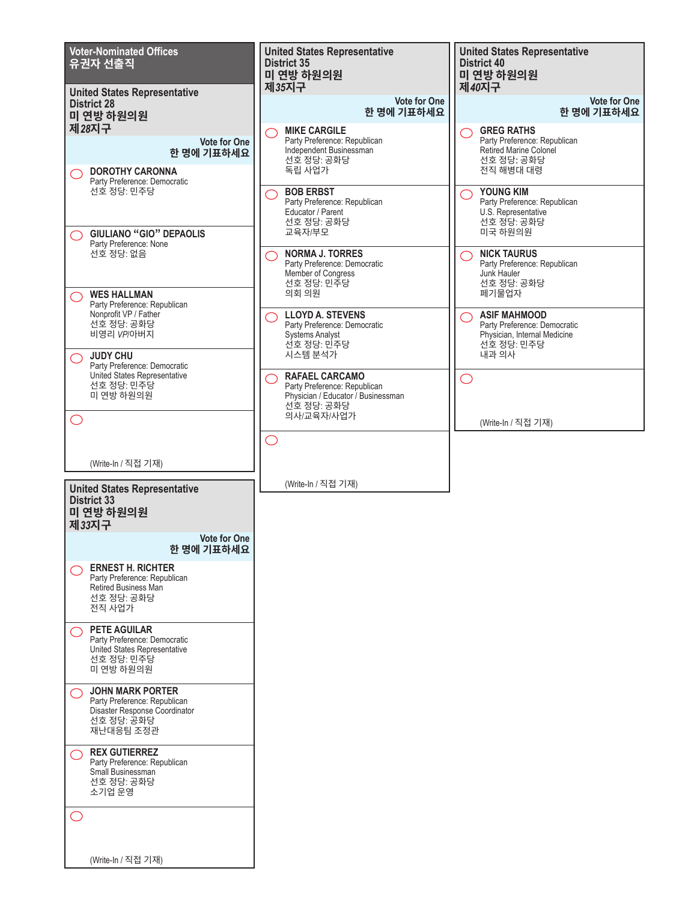## Voter-Nominated Offices
## 유권자 선출직

### United States Representative District 28
### 미 연방 하원의원 제28지구

Vote for One
한 명에 기표하세요

- ◯ **DOROTHY CARONNA**
  Party Preference: Democratic
  선호 정당: 민주당
- ◯ **GIULIANO "GIO" DEPAOLIS**
  Party Preference: None
  선호 정당: 없음
- ◯ **WES HALLMAN**
  Party Preference: Republican
  Nonprofit VP / Father
  선호 정당: 공화당
  비영리 *VP*/아버지
- ◯ **JUDY CHU**
  Party Preference: Democratic
  United States Representative
  선호 정당: 민주당
  미 연방 하원의원
- ◯ (Write-In / 직접 기재)

### United States Representative District 33
### 미 연방 하원의원 제33지구

Vote for One
한 명에 기표하세요

- ◯ **ERNEST H. RICHTER**
  Party Preference: Republican
  Retired Business Man
  선호 정당: 공화당
  전직 사업가
- ◯ **PETE AGUILAR**
  Party Preference: Democratic
  United States Representative
  선호 정당: 민주당
  미 연방 하원의원
- ◯ **JOHN MARK PORTER**
  Party Preference: Republican
  Disaster Response Coordinator
  선호 정당: 공화당
  재난대응팀 조정관
- ◯ **REX GUTIERREZ**
  Party Preference: Republican
  Small Businessman
  선호 정당: 공화당
  소기업 운영
- ◯ (Write-In / 직접 기재)

### United States Representative District 35
### 미 연방 하원의원 제35지구

Vote for One
한 명에 기표하세요

- ◯ **MIKE CARGILE**
  Party Preference: Republican
  Independent Businessman
  선호 정당: 공화당
  독립 사업가
- ◯ **BOB ERBST**
  Party Preference: Republican
  Educator / Parent
  선호 정당: 공화당
  교육자/부모
- ◯ **NORMA J. TORRES**
  Party Preference: Democratic
  Member of Congress
  선호 정당: 민주당
  의회 의원
- ◯ **LLOYD A. STEVENS**
  Party Preference: Democratic
  Systems Analyst
  선호 정당: 민주당
  시스템 분석가
- ◯ **RAFAEL CARCAMO**
  Party Preference: Republican
  Physician / Educator / Businessman
  선호 정당: 공화당
  의사/교육자/사업가
- ◯ (Write-In / 직접 기재)

### United States Representative District 40
### 미 연방 하원의원 제40지구

Vote for One
한 명에 기표하세요

- ◯ **GREG RATHS**
  Party Preference: Republican
  Retired Marine Colonel
  선호 정당: 공화당
  전직 해병대 대령
- ◯ **YOUNG KIM**
  Party Preference: Republican
  U.S. Representative
  선호 정당: 공화당
  미국 하원의원
- ◯ **NICK TAURUS**
  Party Preference: Republican
  Junk Hauler
  선호 정당: 공화당
  폐기물업자
- ◯ **ASIF MAHMOOD**
  Party Preference: Democratic
  Physician, Internal Medicine
  선호 정당: 민주당
  내과 의사
- ◯ (Write-In / 직접 기재)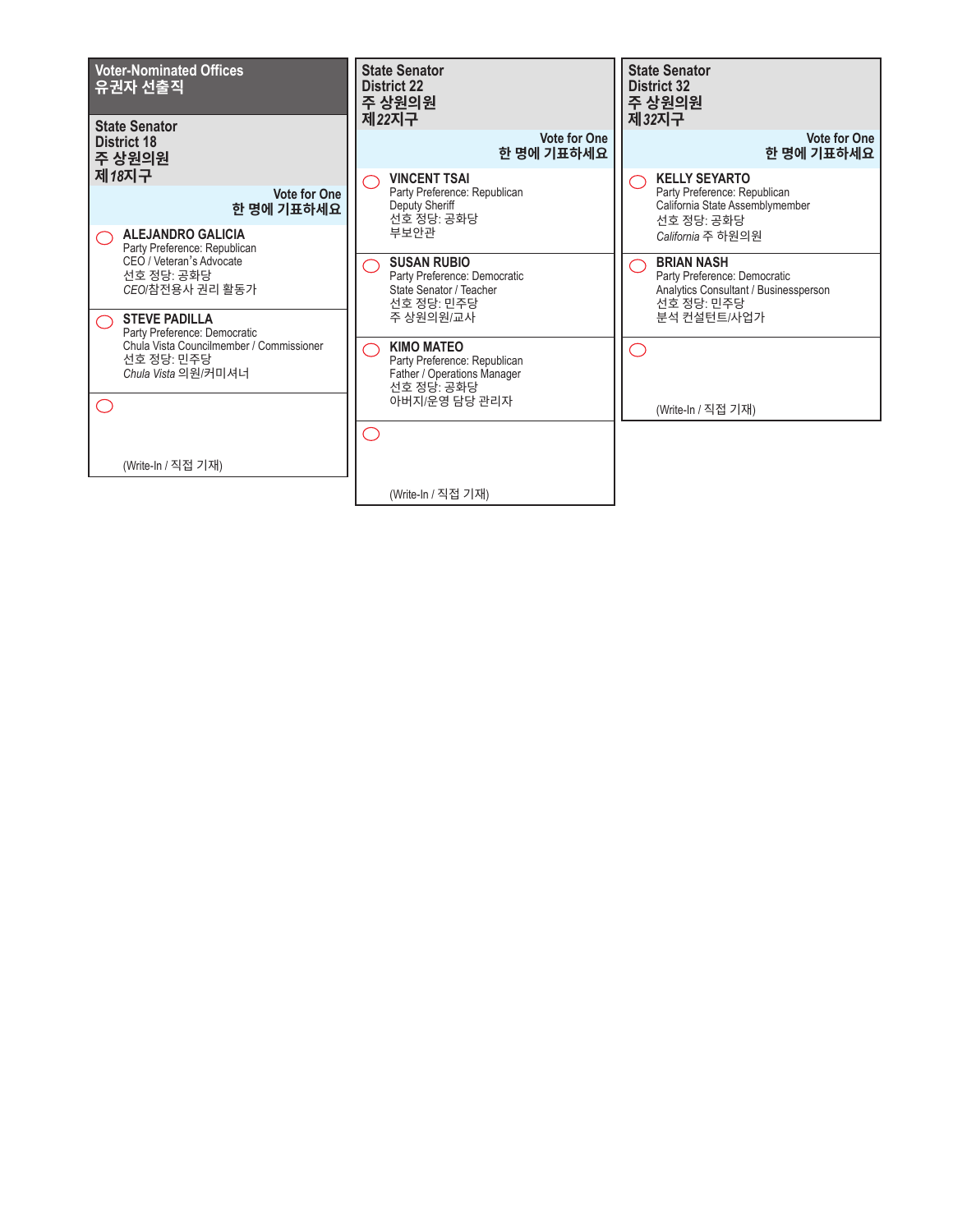## Voter-Nominated Offices
## 유권자 선출직

### State Senator
### District 18
### 주 상원의원
### 제*18*지구

**Vote for One**
**한 명에 기표하세요**

◯ **ALEJANDRO GALICIA**
Party Preference: Republican
CEO / Veteran's Advocate
선호 정당: 공화당
*CEO*/참전용사 권리 활동가

◯ **STEVE PADILLA**
Party Preference: Democratic
Chula Vista Councilmember / Commissioner
선호 정당: 민주당
*Chula Vista* 의원/커미셔너

◯
(Write-In / 직접 기재)

### State Senator
### District 22
### 주 상원의원
### 제*22*지구

**Vote for One**
**한 명에 기표하세요**

◯ **VINCENT TSAI**
Party Preference: Republican
Deputy Sheriff
선호 정당: 공화당
부보안관

◯ **SUSAN RUBIO**
Party Preference: Democratic
State Senator / Teacher
선호 정당: 민주당
주 상원의원/교사

◯ **KIMO MATEO**
Party Preference: Republican
Father / Operations Manager
선호 정당: 공화당
아버지/운영 담당 관리자

◯
(Write-In / 직접 기재)

### State Senator
### District 32
### 주 상원의원
### 제*32*지구

**Vote for One**
**한 명에 기표하세요**

◯ **KELLY SEYARTO**
Party Preference: Republican
California State Assemblymember
선호 정당: 공화당
*California* 주 하원의원

◯ **BRIAN NASH**
Party Preference: Democratic
Analytics Consultant / Businessperson
선호 정당: 민주당
분석 컨설턴트/사업가

◯
(Write-In / 직접 기재)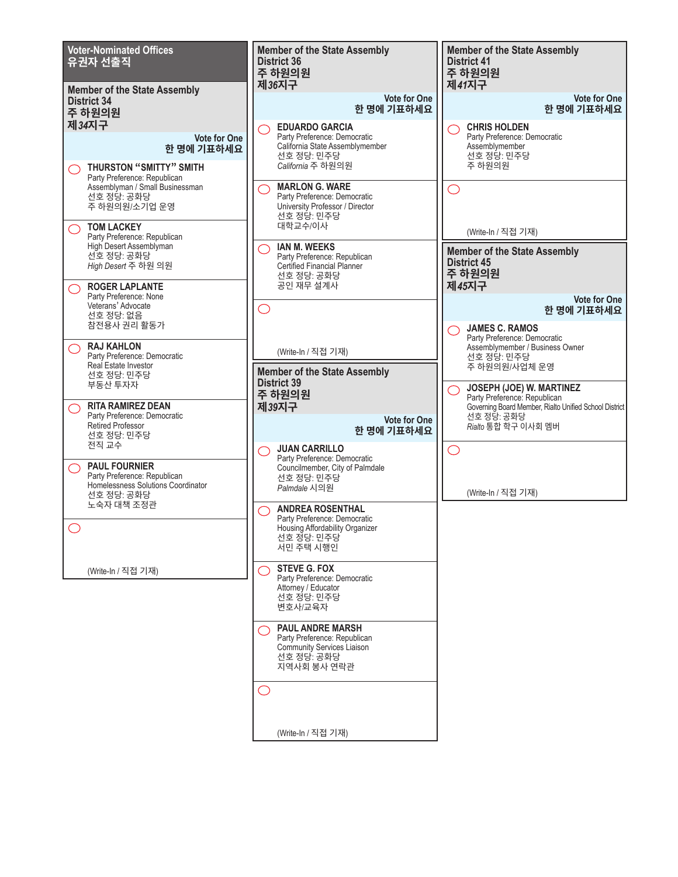## Voter-Nominated Offices
## 유권자 선출직

### Member of the State Assembly District 34
### 주 하원의원 제*34*지구

Vote for One
한 명에 기표하세요

◯ **THURSTON "SMITTY" SMITH**
Party Preference: Republican
Assemblyman / Small Businessman
선호 정당: 공화당
주 하원의원/소기업 운영

◯ **TOM LACKEY**
Party Preference: Republican
High Desert Assemblyman
선호 정당: 공화당
*High Desert* 주 하원 의원

◯ **ROGER LAPLANTE**
Party Preference: None
Veterans' Advocate
선호 정당: 없음
참전용사 권리 활동가

◯ **RAJ KAHLON**
Party Preference: Democratic
Real Estate Investor
선호 정당: 민주당
부동산 투자자

◯ **RITA RAMIREZ DEAN**
Party Preference: Democratic
Retired Professor
선호 정당: 민주당
전직 교수

◯ **PAUL FOURNIER**
Party Preference: Republican
Homelessness Solutions Coordinator
선호 정당: 공화당
노숙자 대책 조정관

◯ (Write-In / 직접 기재)

### Member of the State Assembly District 36
### 주 하원의원 제*36*지구

Vote for One
한 명에 기표하세요

◯ **EDUARDO GARCIA**
Party Preference: Democratic
California State Assemblymember
선호 정당: 민주당
*California* 주 하원의원

◯ **MARLON G. WARE**
Party Preference: Democratic
University Professor / Director
선호 정당: 민주당
대학교수/이사

◯ **IAN M. WEEKS**
Party Preference: Republican
Certified Financial Planner
선호 정당: 공화당
공인 재무 설계사

◯ (Write-In / 직접 기재)

### Member of the State Assembly District 39
### 주 하원의원 제*39*지구

Vote for One
한 명에 기표하세요

◯ **JUAN CARRILLO**
Party Preference: Democratic
Councilmember, City of Palmdale
선호 정당: 민주당
*Palmdale* 시의원

◯ **ANDREA ROSENTHAL**
Party Preference: Democratic
Housing Affordability Organizer
선호 정당: 민주당
서민 주택 시행인

◯ **STEVE G. FOX**
Party Preference: Democratic
Attorney / Educator
선호 정당: 민주당
변호사/교육자

◯ **PAUL ANDRE MARSH**
Party Preference: Republican
Community Services Liaison
선호 정당: 공화당
지역사회 봉사 연락관

◯ (Write-In / 직접 기재)

### Member of the State Assembly District 41
### 주 하원의원 제*41*지구

Vote for One
한 명에 기표하세요

◯ **CHRIS HOLDEN**
Party Preference: Democratic
Assemblymember
선호 정당: 민주당
주 하원의원

◯ (Write-In / 직접 기재)

### Member of the State Assembly District 45
### 주 하원의원 제*45*지구

Vote for One
한 명에 기표하세요

◯ **JAMES C. RAMOS**
Party Preference: Democratic
Assemblymember / Business Owner
선호 정당: 민주당
주 하원의원/사업체 운영

◯ **JOSEPH (JOE) W. MARTINEZ**
Party Preference: Republican
Governing Board Member, Rialto Unified School District
선호 정당: 공화당
*Rialto* 통합 학구 이사회 멤버

◯ (Write-In / 직접 기재)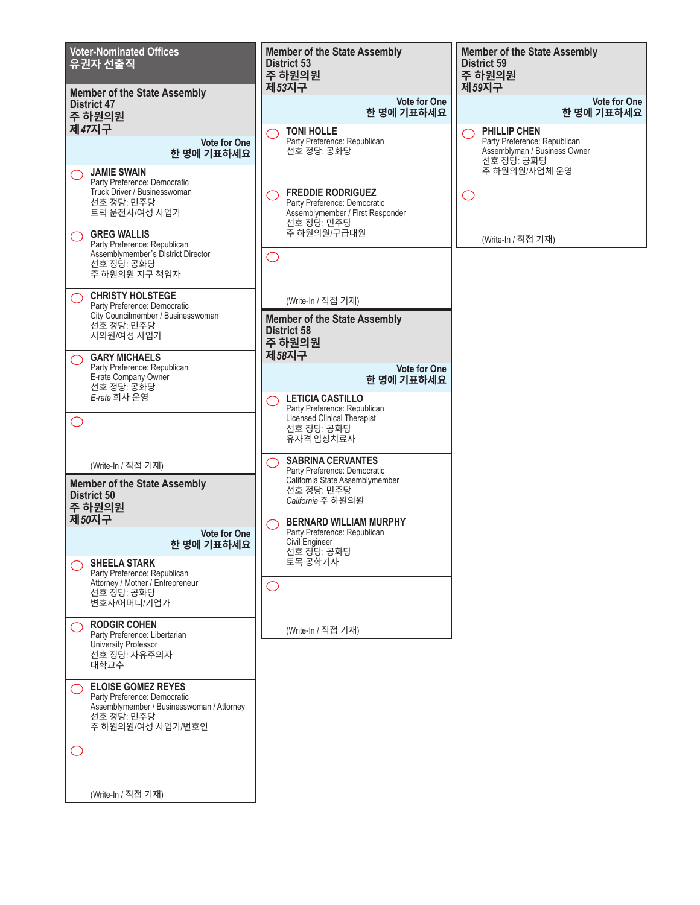## Voter-Nominated Offices
## 유권자 선출직

### Member of the State Assembly District 47
### 주 하원의원 제47지구

Vote for One
한 명에 기표하세요

- ◯ **JAMIE SWAIN**
  Party Preference: Democratic
  Truck Driver / Businesswoman
  선호 정당: 민주당
  트럭 운전사/여성 사업가
- ◯ **GREG WALLIS**
  Party Preference: Republican
  Assemblymember's District Director
  선호 정당: 공화당
  주 하원의원 지구 책임자
- ◯ **CHRISTY HOLSTEGE**
  Party Preference: Democratic
  City Councilmember / Businesswoman
  선호 정당: 민주당
  시의원/여성 사업가
- ◯ **GARY MICHAELS**
  Party Preference: Republican
  E-rate Company Owner
  선호 정당: 공화당
  *E-rate* 회사 운영
- ◯ (Write-In / 직접 기재)

### Member of the State Assembly District 50
### 주 하원의원 제50지구

Vote for One
한 명에 기표하세요

- ◯ **SHEELA STARK**
  Party Preference: Republican
  Attorney / Mother / Entrepreneur
  선호 정당: 공화당
  변호사/어머니/기업가
- ◯ **RODGIR COHEN**
  Party Preference: Libertarian
  University Professor
  선호 정당: 자유주의자
  대학교수
- ◯ **ELOISE GOMEZ REYES**
  Party Preference: Democratic
  Assemblymember / Businesswoman / Attorney
  선호 정당: 민주당
  주 하원의원/여성 사업가/변호인
- ◯ (Write-In / 직접 기재)

### Member of the State Assembly District 53
### 주 하원의원 제53지구

Vote for One
한 명에 기표하세요

- ◯ **TONI HOLLE**
  Party Preference: Republican
  선호 정당: 공화당
- ◯ **FREDDIE RODRIGUEZ**
  Party Preference: Democratic
  Assemblymember / First Responder
  선호 정당: 민주당
  주 하원의원/구급대원
- ◯ (Write-In / 직접 기재)

### Member of the State Assembly District 58
### 주 하원의원 제58지구

Vote for One
한 명에 기표하세요

- ◯ **LETICIA CASTILLO**
  Party Preference: Republican
  Licensed Clinical Therapist
  선호 정당: 공화당
  유자격 임상치료사
- ◯ **SABRINA CERVANTES**
  Party Preference: Democratic
  California State Assemblymember
  선호 정당: 민주당
  *California* 주 하원의원
- ◯ **BERNARD WILLIAM MURPHY**
  Party Preference: Republican
  Civil Engineer
  선호 정당: 공화당
  토목 공학기사
- ◯ (Write-In / 직접 기재)

### Member of the State Assembly District 59
### 주 하원의원 제59지구

Vote for One
한 명에 기표하세요

- ◯ **PHILLIP CHEN**
  Party Preference: Republican
  Assemblyman / Business Owner
  선호 정당: 공화당
  주 하원의원/사업체 운영
- ◯ (Write-In / 직접 기재)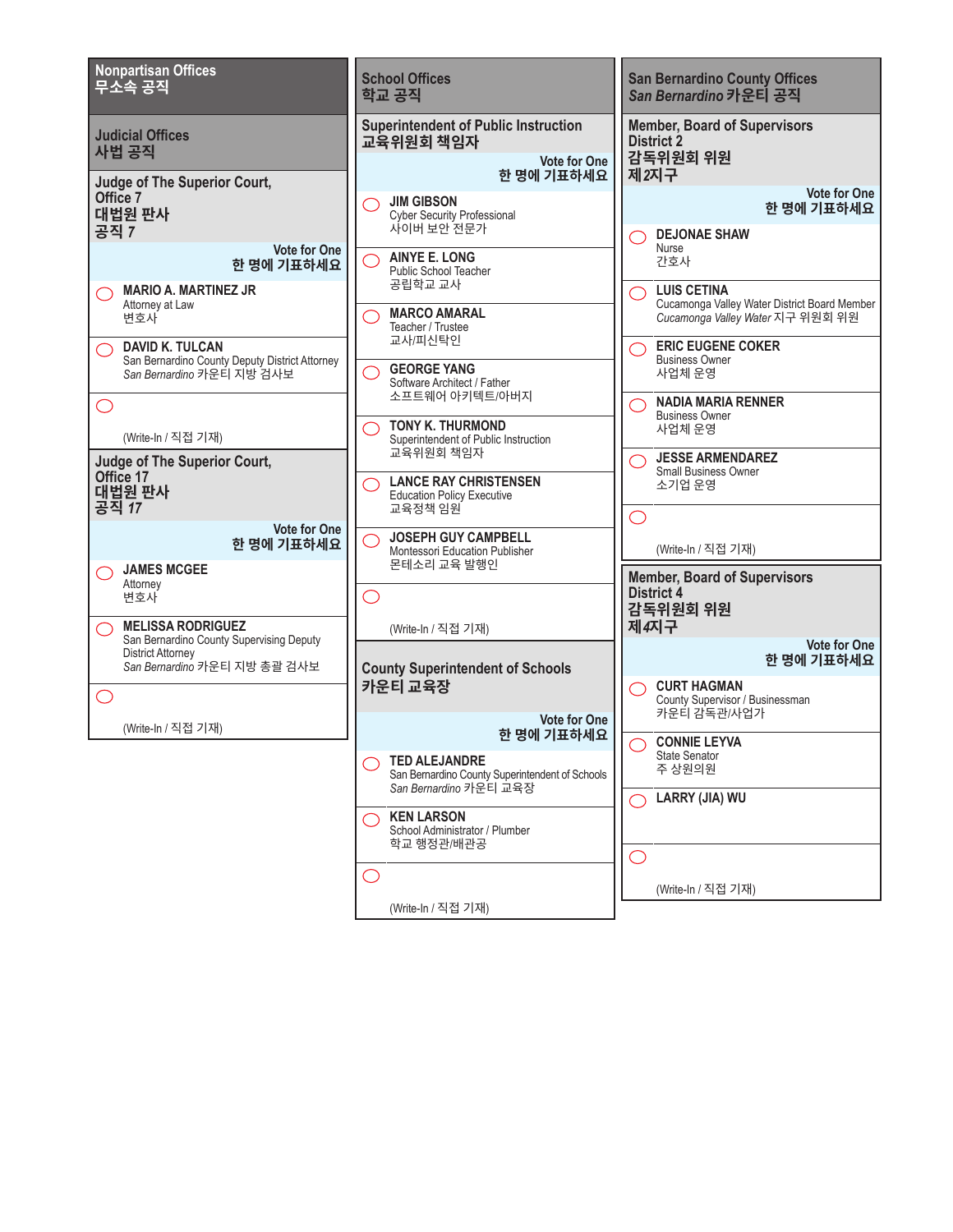# Nonpartisan Offices
# 무소속 공직

## Judicial Offices
## 사법 공직

### Judge of The Superior Court, Office 7
### 대법원 판사 공직 7

Vote for One
한 명에 기표하세요

- ◯ **MARIO A. MARTINEZ JR**
  Attorney at Law
  변호사
- ◯ **DAVID K. TULCAN**
  San Bernardino County Deputy District Attorney
  *San Bernardino* 카운티 지방 검사보
- ◯ (Write-In / 직접 기재)

### Judge of The Superior Court, Office 17
### 대법원 판사 공직 *17*

Vote for One
한 명에 기표하세요

- ◯ **JAMES MCGEE**
  Attorney
  변호사
- ◯ **MELISSA RODRIGUEZ**
  San Bernardino County Supervising Deputy District Attorney
  *San Bernardino* 카운티 지방 총괄 검사보
- ◯ (Write-In / 직접 기재)

# School Offices
# 학교 공직

### Superintendent of Public Instruction
### 교육위원회 책임자

Vote for One
한 명에 기표하세요

- ◯ **JIM GIBSON**
  Cyber Security Professional
  사이버 보안 전문가
- ◯ **AINYE E. LONG**
  Public School Teacher
  공립학교 교사
- ◯ **MARCO AMARAL**
  Teacher / Trustee
  교사/피신탁인
- ◯ **GEORGE YANG**
  Software Architect / Father
  소프트웨어 아키텍트/아버지
- ◯ **TONY K. THURMOND**
  Superintendent of Public Instruction
  교육위원회 책임자
- ◯ **LANCE RAY CHRISTENSEN**
  Education Policy Executive
  교육정책 임원
- ◯ **JOSEPH GUY CAMPBELL**
  Montessori Education Publisher
  몬테소리 교육 발행인
- ◯ (Write-In / 직접 기재)

### County Superintendent of Schools
### 카운티 교육장

Vote for One
한 명에 기표하세요

- ◯ **TED ALEJANDRE**
  San Bernardino County Superintendent of Schools
  *San Bernardino* 카운티 교육장
- ◯ **KEN LARSON**
  School Administrator / Plumber
  학교 행정관/배관공
- ◯ (Write-In / 직접 기재)

# San Bernardino County Offices
# *San Bernardino* 카운티 공직

### Member, Board of Supervisors District 2
### 감독위원회 위원 제2지구

Vote for One
한 명에 기표하세요

- ◯ **DEJONAE SHAW**
  Nurse
  간호사
- ◯ **LUIS CETINA**
  Cucamonga Valley Water District Board Member
  *Cucamonga Valley Water* 지구 위원회 위원
- ◯ **ERIC EUGENE COKER**
  Business Owner
  사업체 운영
- ◯ **NADIA MARIA RENNER**
  Business Owner
  사업체 운영
- ◯ **JESSE ARMENDAREZ**
  Small Business Owner
  소기업 운영
- ◯ (Write-In / 직접 기재)

### Member, Board of Supervisors District 4
### 감독위원회 위원 제*4*지구

Vote for One
한 명에 기표하세요

- ◯ **CURT HAGMAN**
  County Supervisor / Businessman
  카운티 감독관/사업가
- ◯ **CONNIE LEYVA**
  State Senator
  주 상원의원
- ◯ **LARRY (JIA) WU**
- ◯ (Write-In / 직접 기재)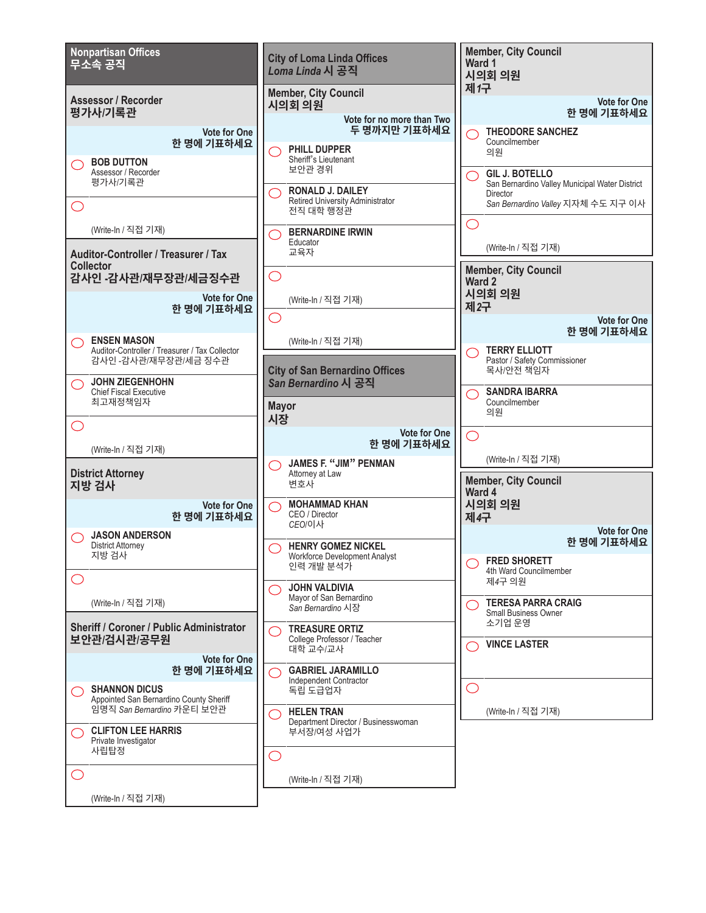## Nonpartisan Offices
## 무소속 공직

### Assessor / Recorder
### 평가사/기록관

**Vote for One**
**한 명에 기표하세요**

- ◯ **BOB DUTTON**
  Assessor / Recorder
  평가사/기록관
- ◯ (Write-In / 직접 기재)

### Auditor-Controller / Treasurer / Tax Collector
### 감사인 -감사관/재무장관/세금징수관

**Vote for One**
**한 명에 기표하세요**

- ◯ **ENSEN MASON**
  Auditor-Controller / Treasurer / Tax Collector
  감사인 -감사관/재무장관/세금 징수관
- ◯ **JOHN ZIEGENHOHN**
  Chief Fiscal Executive
  최고재정책임자
- ◯ (Write-In / 직접 기재)

### District Attorney
### 지방 검사

**Vote for One**
**한 명에 기표하세요**

- ◯ **JASON ANDERSON**
  District Attorney
  지방 검사
- ◯ (Write-In / 직접 기재)

### Sheriff / Coroner / Public Administrator
### 보안관/검시관/공무원

**Vote for One**
**한 명에 기표하세요**

- ◯ **SHANNON DICUS**
  Appointed San Bernardino County Sheriff
  임명직 *San Bernardino* 카운티 보안관
- ◯ **CLIFTON LEE HARRIS**
  Private Investigator
  사립탐정
- ◯ (Write-In / 직접 기재)

## City of Loma Linda Offices
## *Loma Linda* 시 공직

### Member, City Council
### 시의회 의원

**Vote for no more than Two**
**두 명까지만 기표하세요**

- ◯ **PHILL DUPPER**
  Sheriff's Lieutenant
  보안관 경위
- ◯ **RONALD J. DAILEY**
  Retired University Administrator
  전직 대학 행정관
- ◯ **BERNARDINE IRWIN**
  Educator
  교육자
- ◯ (Write-In / 직접 기재)
- ◯ (Write-In / 직접 기재)

## City of San Bernardino Offices
## *San Bernardino* 시 공직

### Mayor
### 시장

**Vote for One**
**한 명에 기표하세요**

- ◯ **JAMES F. "JIM" PENMAN**
  Attorney at Law
  변호사
- ◯ **MOHAMMAD KHAN**
  CEO / Director
  *CEO*/이사
- ◯ **HENRY GOMEZ NICKEL**
  Workforce Development Analyst
  인력 개발 분석가
- ◯ **JOHN VALDIVIA**
  Mayor of San Bernardino
  *San Bernardino* 시장
- ◯ **TREASURE ORTIZ**
  College Professor / Teacher
  대학 교수/교사
- ◯ **GABRIEL JARAMILLO**
  Independent Contractor
  독립 도급업자
- ◯ **HELEN TRAN**
  Department Director / Businesswoman
  부서장/여성 사업가
- ◯ (Write-In / 직접 기재)

### Member, City Council Ward 1
### 시의회 의원 제*1*구

**Vote for One**
**한 명에 기표하세요**

- ◯ **THEODORE SANCHEZ**
  Councilmember
  의원
- ◯ **GIL J. BOTELLO**
  San Bernardino Valley Municipal Water District Director
  *San Bernardino Valley* 지자체 수도 지구 이사
- ◯ (Write-In / 직접 기재)

### Member, City Council Ward 2
### 시의회 의원 제2구

**Vote for One**
**한 명에 기표하세요**

- ◯ **TERRY ELLIOTT**
  Pastor / Safety Commissioner
  목사/안전 책임자
- ◯ **SANDRA IBARRA**
  Councilmember
  의원
- ◯ (Write-In / 직접 기재)

### Member, City Council Ward 4
### 시의회 의원 제*4*구

**Vote for One**
**한 명에 기표하세요**

- ◯ **FRED SHORETT**
  4th Ward Councilmember
  제*4*구 의원
- ◯ **TERESA PARRA CRAIG**
  Small Business Owner
  소기업 운영
- ◯ **VINCE LASTER**
- ◯ (Write-In / 직접 기재)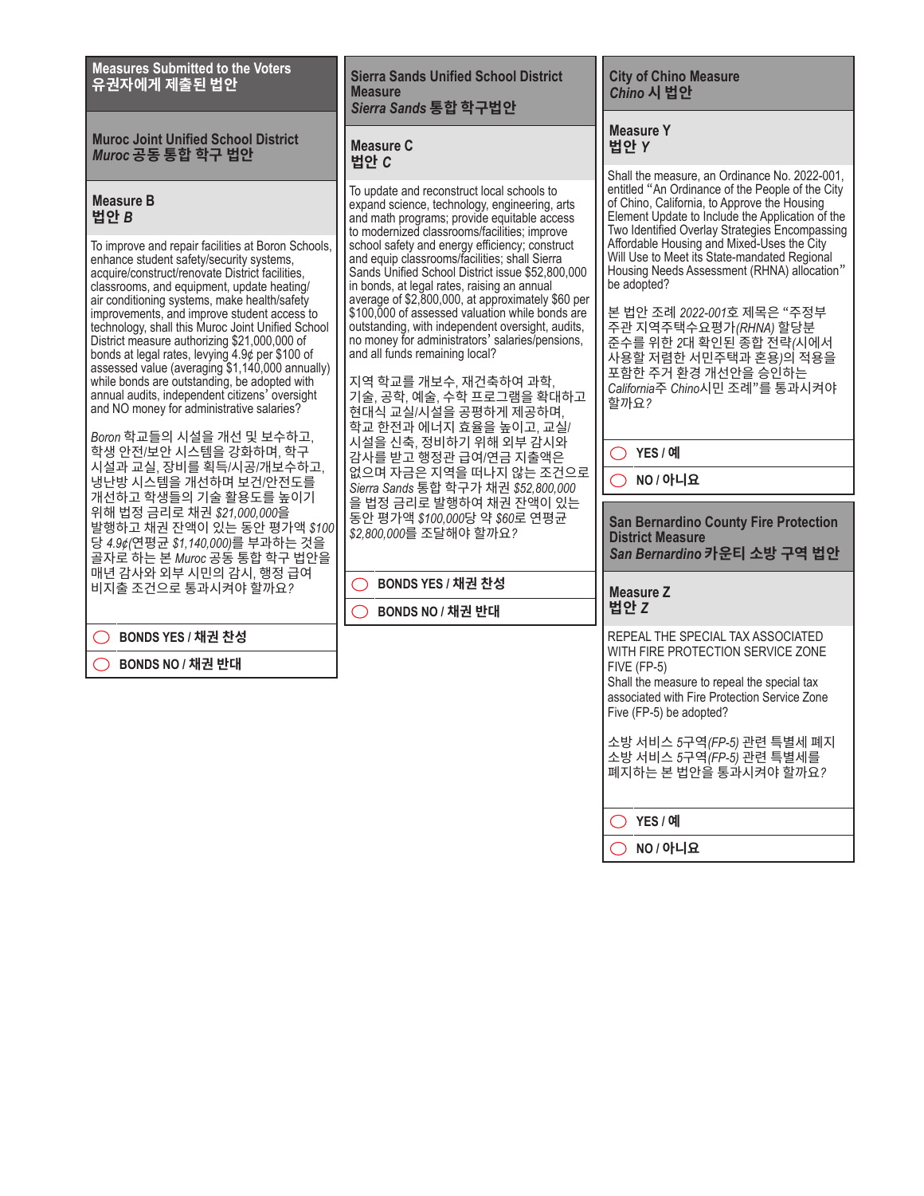## Measures Submitted to the Voters
## 유권자에게 제출된 법안

### Muroc Joint Unified School District
### *Muroc* 공동 통합 학구 법안

#### Measure B
#### 법안 *B*

To improve and repair facilities at Boron Schools, enhance student safety/security systems, acquire/construct/renovate District facilities, classrooms, and equipment, update heating/air conditioning systems, make health/safety improvements, and improve student access to technology, shall this Muroc Joint Unified School District measure authorizing $21,000,000 of bonds at legal rates, levying 4.9¢ per $100 of assessed value (averaging $1,140,000 annually) while bonds are outstanding, be adopted with annual audits, independent citizens' oversight and NO money for administrative salaries?

*Boron* 학교들의 시설을 개선 및 보수하고, 학생 안전/보안 시스템을 강화하며, 학구 시설과 교실, 장비를 획득/시공/개보수하고, 냉난방 시스템을 개선하며 보건/안전도를 개선하고 학생들의 기술 활용도를 높이기 위해 법정 금리로 채권 *$21,000,000*을 발행하고 채권 잔액이 있는 동안 평가액 *$100*당 *4.9¢(*연평균 *$1,140,000)*를 부과하는 것을 골자로 하는 본 *Muroc* 공동 통합 학구 법안을 매년 감사와 외부 시민의 감시, 행정 급여 비지출 조건으로 통과시켜야 할까요*?*

◯ **BONDS YES / 채권 찬성**

◯ **BONDS NO / 채권 반대**

### Sierra Sands Unified School District Measure
### *Sierra Sands* 통합 학구법안

#### Measure C
#### 법안 *C*

To update and reconstruct local schools to expand science, technology, engineering, arts and math programs; provide equitable access to modernized classrooms/facilities; improve school safety and energy efficiency; construct and equip classrooms/facilities; shall Sierra Sands Unified School District issue $52,800,000 in bonds, at legal rates, raising an annual average of $2,800,000, at approximately $60 per $100,000 of assessed valuation while bonds are outstanding, with independent oversight, audits, no money for administrators' salaries/pensions, and all funds remaining local?

지역 학교를 개보수, 재건축하여 과학, 기술, 공학, 예술, 수학 프로그램을 확대하고 현대식 교실/시설을 공평하게 제공하며, 학교 안전과 에너지 효율을 높이고, 교실/시설을 신축, 정비하기 위해 외부 감시와 감사를 받고 행정관 급여/연금 지출액은 없으며 자금은 지역을 떠나지 않는 조건으로 *Sierra Sands* 통합 학구가 채권 *$52,800,000*을 법정 금리로 발행하여 채권 잔액이 있는 동안 평가액 *$100,000*당 약 *$60*로 연평균 *$2,800,000*를 조달해야 할까요*?*

◯ **BONDS YES / 채권 찬성**

◯ **BONDS NO / 채권 반대**

### City of Chino Measure
### *Chino* 시 법안

#### Measure Y
#### 법안 *Y*

Shall the measure, an Ordinance No. 2022-001, entitled "An Ordinance of the People of the City of Chino, California, to Approve the Housing Element Update to Include the Application of the Two Identified Overlay Strategies Encompassing Affordable Housing and Mixed-Uses the City Will Use to Meet its State-mandated Regional Housing Needs Assessment (RHNA) allocation" be adopted?

본 법안 조례 *2022-001*호 제목은 "주정부 주관 지역주택수요평가*(RHNA)* 할당분 준수를 위한 *2*대 확인된 종합 전략*(*시에서 사용할 저렴한 서민주택과 혼용*)*의 적용을 포함한 주거 환경 개선안을 승인하는 *California*주 *Chino*시민 조례"를 통과시켜야 할까요*?*

◯ **YES / 예**

◯ **NO / 아니요**

### San Bernardino County Fire Protection District Measure
### *San Bernardino* 카운티 소방 구역 법안

#### Measure Z
#### 법안 *Z*

REPEAL THE SPECIAL TAX ASSOCIATED WITH FIRE PROTECTION SERVICE ZONE FIVE (FP-5)

Shall the measure to repeal the special tax associated with Fire Protection Service Zone Five (FP-5) be adopted?

소방 서비스 *5*구역*(FP-5)* 관련 특별세 폐지

소방 서비스 *5*구역*(FP-5)* 관련 특별세를 폐지하는 본 법안을 통과시켜야 할까요*?*

◯ **YES / 예**

◯ **NO / 아니요**